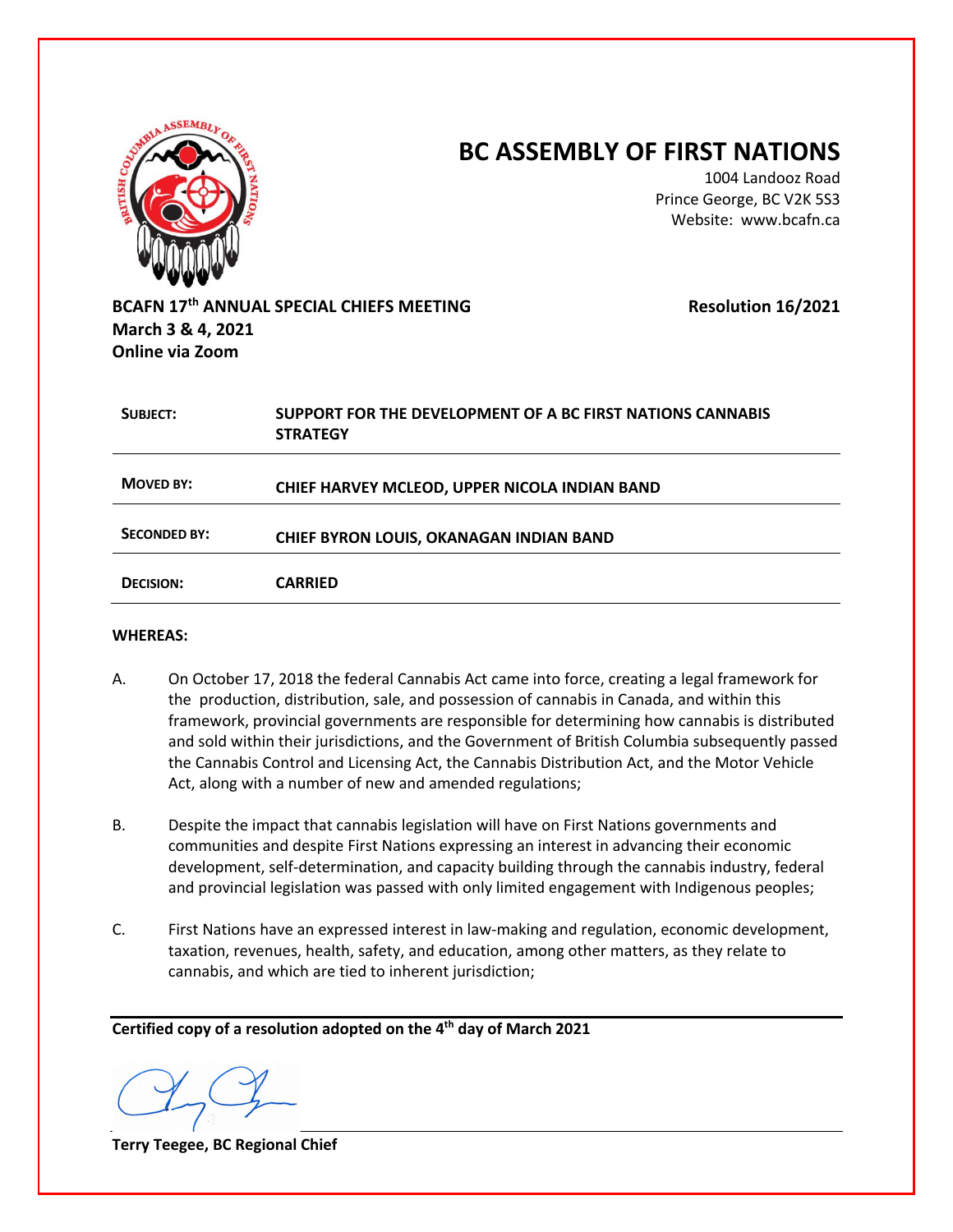# BC ASSEMBLY OF FIRST NATIONS

1004 Landooz Road
Prince George, BC V2K 5S3
Website: www.bcafn.ca

**BCAFN 17th ANNUAL SPECIAL CHIEFS MEETING**
**March 3 & 4, 2021**
**Online via Zoom**

**Resolution 16/2021**

| | |
|---|---|
| **SUBJECT:** | **SUPPORT FOR THE DEVELOPMENT OF A BC FIRST NATIONS CANNABIS STRATEGY** |
| **MOVED BY:** | **CHIEF HARVEY MCLEOD, UPPER NICOLA INDIAN BAND** |
| **SECONDED BY:** | **CHIEF BYRON LOUIS, OKANAGAN INDIAN BAND** |
| **DECISION:** | **CARRIED** |

**WHEREAS:**

A. On October 17, 2018 the federal Cannabis Act came into force, creating a legal framework for the production, distribution, sale, and possession of cannabis in Canada, and within this framework, provincial governments are responsible for determining how cannabis is distributed and sold within their jurisdictions, and the Government of British Columbia subsequently passed the Cannabis Control and Licensing Act, the Cannabis Distribution Act, and the Motor Vehicle Act, along with a number of new and amended regulations;

B. Despite the impact that cannabis legislation will have on First Nations governments and communities and despite First Nations expressing an interest in advancing their economic development, self-determination, and capacity building through the cannabis industry, federal and provincial legislation was passed with only limited engagement with Indigenous peoples;

C. First Nations have an expressed interest in law-making and regulation, economic development, taxation, revenues, health, safety, and education, among other matters, as they relate to cannabis, and which are tied to inherent jurisdiction;

**Certified copy of a resolution adopted on the 4th day of March 2021**

**Terry Teegee, BC Regional Chief**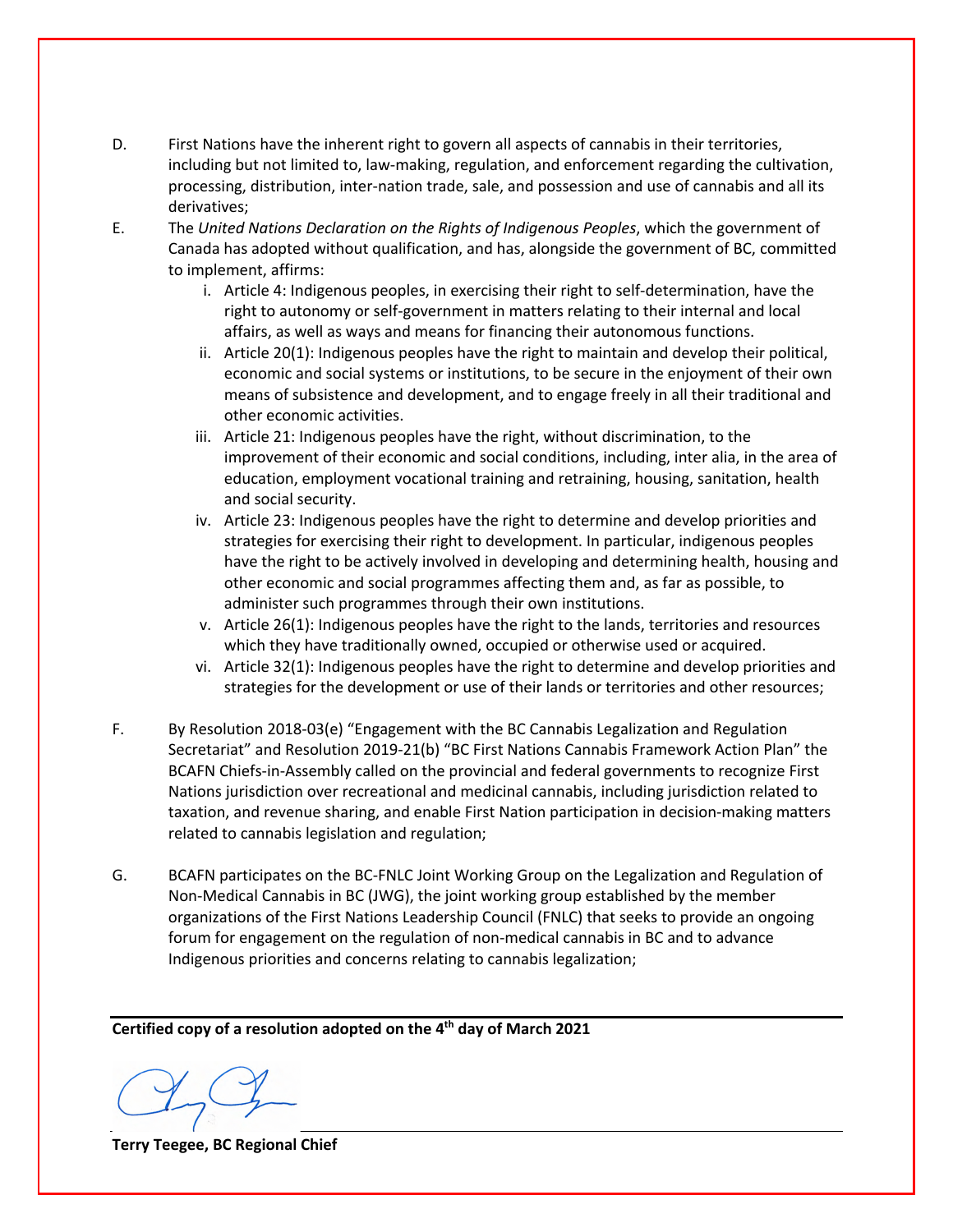D. First Nations have the inherent right to govern all aspects of cannabis in their territories, including but not limited to, law-making, regulation, and enforcement regarding the cultivation, processing, distribution, inter-nation trade, sale, and possession and use of cannabis and all its derivatives;

E. The *United Nations Declaration on the Rights of Indigenous Peoples*, which the government of Canada has adopted without qualification, and has, alongside the government of BC, committed to implement, affirms:

   i. Article 4: Indigenous peoples, in exercising their right to self-determination, have the right to autonomy or self-government in matters relating to their internal and local affairs, as well as ways and means for financing their autonomous functions.

   ii. Article 20(1): Indigenous peoples have the right to maintain and develop their political, economic and social systems or institutions, to be secure in the enjoyment of their own means of subsistence and development, and to engage freely in all their traditional and other economic activities.

   iii. Article 21: Indigenous peoples have the right, without discrimination, to the improvement of their economic and social conditions, including, inter alia, in the area of education, employment vocational training and retraining, housing, sanitation, health and social security.

   iv. Article 23: Indigenous peoples have the right to determine and develop priorities and strategies for exercising their right to development. In particular, indigenous peoples have the right to be actively involved in developing and determining health, housing and other economic and social programmes affecting them and, as far as possible, to administer such programmes through their own institutions.

   v. Article 26(1): Indigenous peoples have the right to the lands, territories and resources which they have traditionally owned, occupied or otherwise used or acquired.

   vi. Article 32(1): Indigenous peoples have the right to determine and develop priorities and strategies for the development or use of their lands or territories and other resources;

F. By Resolution 2018-03(e) "Engagement with the BC Cannabis Legalization and Regulation Secretariat" and Resolution 2019-21(b) "BC First Nations Cannabis Framework Action Plan" the BCAFN Chiefs-in-Assembly called on the provincial and federal governments to recognize First Nations jurisdiction over recreational and medicinal cannabis, including jurisdiction related to taxation, and revenue sharing, and enable First Nation participation in decision-making matters related to cannabis legislation and regulation;

G. BCAFN participates on the BC-FNLC Joint Working Group on the Legalization and Regulation of Non-Medical Cannabis in BC (JWG), the joint working group established by the member organizations of the First Nations Leadership Council (FNLC) that seeks to provide an ongoing forum for engagement on the regulation of non-medical cannabis in BC and to advance Indigenous priorities and concerns relating to cannabis legalization;

**Certified copy of a resolution adopted on the 4th day of March 2021**

**Terry Teegee, BC Regional Chief**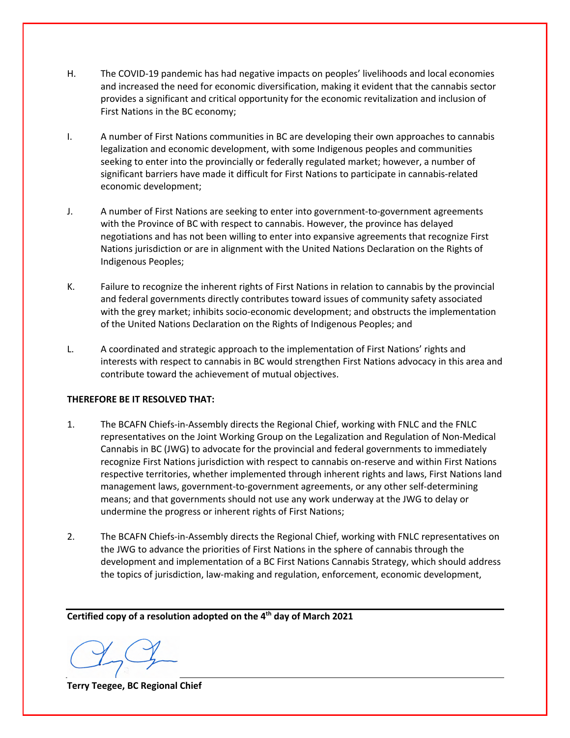H. The COVID-19 pandemic has had negative impacts on peoples' livelihoods and local economies and increased the need for economic diversification, making it evident that the cannabis sector provides a significant and critical opportunity for the economic revitalization and inclusion of First Nations in the BC economy;

I. A number of First Nations communities in BC are developing their own approaches to cannabis legalization and economic development, with some Indigenous peoples and communities seeking to enter into the provincially or federally regulated market; however, a number of significant barriers have made it difficult for First Nations to participate in cannabis-related economic development;

J. A number of First Nations are seeking to enter into government-to-government agreements with the Province of BC with respect to cannabis. However, the province has delayed negotiations and has not been willing to enter into expansive agreements that recognize First Nations jurisdiction or are in alignment with the United Nations Declaration on the Rights of Indigenous Peoples;

K. Failure to recognize the inherent rights of First Nations in relation to cannabis by the provincial and federal governments directly contributes toward issues of community safety associated with the grey market; inhibits socio-economic development; and obstructs the implementation of the United Nations Declaration on the Rights of Indigenous Peoples; and

L. A coordinated and strategic approach to the implementation of First Nations' rights and interests with respect to cannabis in BC would strengthen First Nations advocacy in this area and contribute toward the achievement of mutual objectives.

**THEREFORE BE IT RESOLVED THAT:**

1. The BCAFN Chiefs-in-Assembly directs the Regional Chief, working with FNLC and the FNLC representatives on the Joint Working Group on the Legalization and Regulation of Non-Medical Cannabis in BC (JWG) to advocate for the provincial and federal governments to immediately recognize First Nations jurisdiction with respect to cannabis on-reserve and within First Nations respective territories, whether implemented through inherent rights and laws, First Nations land management laws, government-to-government agreements, or any other self-determining means; and that governments should not use any work underway at the JWG to delay or undermine the progress or inherent rights of First Nations;

2. The BCAFN Chiefs-in-Assembly directs the Regional Chief, working with FNLC representatives on the JWG to advance the priorities of First Nations in the sphere of cannabis through the development and implementation of a BC First Nations Cannabis Strategy, which should address the topics of jurisdiction, law-making and regulation, enforcement, economic development,

**Certified copy of a resolution adopted on the 4th day of March 2021**

**Terry Teegee, BC Regional Chief**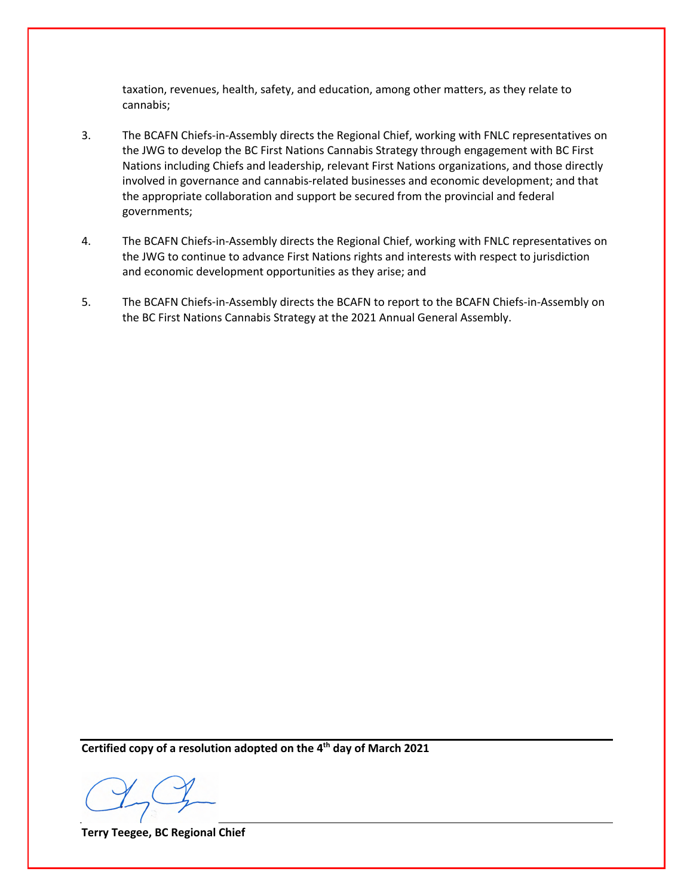taxation, revenues, health, safety, and education, among other matters, as they relate to cannabis;

3. The BCAFN Chiefs-in-Assembly directs the Regional Chief, working with FNLC representatives on the JWG to develop the BC First Nations Cannabis Strategy through engagement with BC First Nations including Chiefs and leadership, relevant First Nations organizations, and those directly involved in governance and cannabis-related businesses and economic development; and that the appropriate collaboration and support be secured from the provincial and federal governments;

4. The BCAFN Chiefs-in-Assembly directs the Regional Chief, working with FNLC representatives on the JWG to continue to advance First Nations rights and interests with respect to jurisdiction and economic development opportunities as they arise; and

5. The BCAFN Chiefs-in-Assembly directs the BCAFN to report to the BCAFN Chiefs-in-Assembly on the BC First Nations Cannabis Strategy at the 2021 Annual General Assembly.

**Certified copy of a resolution adopted on the 4th day of March 2021**

**Terry Teegee, BC Regional Chief**